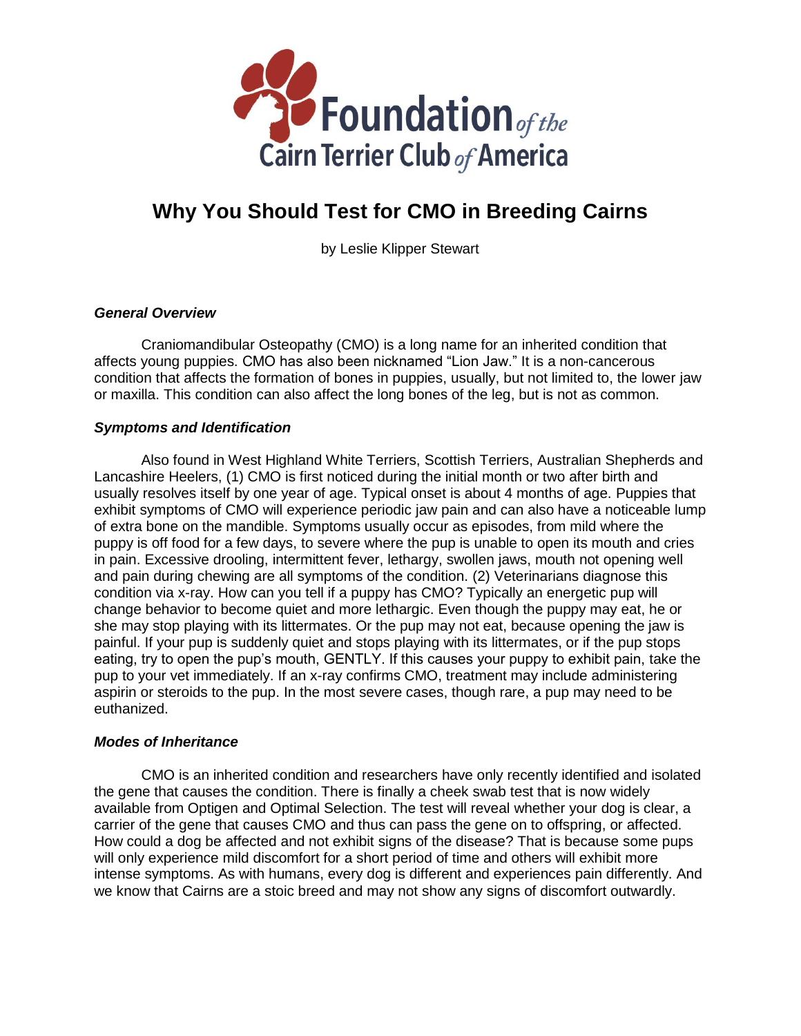Foundation *of the* Cairn Terrier Club *of* America

# Why You Should Test for CMO in Breeding Cairns

by Leslie Klipper Stewart

### *General Overview*

Craniomandibular Osteopathy (CMO) is a long name for an inherited condition that affects young puppies. CMO has also been nicknamed "Lion Jaw." It is a non-cancerous condition that affects the formation of bones in puppies, usually, but not limited to, the lower jaw or maxilla. This condition can also affect the long bones of the leg, but is not as common.

### *Symptoms and Identification*

Also found in West Highland White Terriers, Scottish Terriers, Australian Shepherds and Lancashire Heelers, (1) CMO is first noticed during the initial month or two after birth and usually resolves itself by one year of age. Typical onset is about 4 months of age. Puppies that exhibit symptoms of CMO will experience periodic jaw pain and can also have a noticeable lump of extra bone on the mandible. Symptoms usually occur as episodes, from mild where the puppy is off food for a few days, to severe where the pup is unable to open its mouth and cries in pain. Excessive drooling, intermittent fever, lethargy, swollen jaws, mouth not opening well and pain during chewing are all symptoms of the condition. (2) Veterinarians diagnose this condition via x-ray. How can you tell if a puppy has CMO? Typically an energetic pup will change behavior to become quiet and more lethargic. Even though the puppy may eat, he or she may stop playing with its littermates. Or the pup may not eat, because opening the jaw is painful. If your pup is suddenly quiet and stops playing with its littermates, or if the pup stops eating, try to open the pup's mouth, GENTLY. If this causes your puppy to exhibit pain, take the pup to your vet immediately. If an x-ray confirms CMO, treatment may include administering aspirin or steroids to the pup. In the most severe cases, though rare, a pup may need to be euthanized.

### *Modes of Inheritance*

CMO is an inherited condition and researchers have only recently identified and isolated the gene that causes the condition. There is finally a cheek swab test that is now widely available from Optigen and Optimal Selection. The test will reveal whether your dog is clear, a carrier of the gene that causes CMO and thus can pass the gene on to offspring, or affected. How could a dog be affected and not exhibit signs of the disease? That is because some pups will only experience mild discomfort for a short period of time and others will exhibit more intense symptoms. As with humans, every dog is different and experiences pain differently. And we know that Cairns are a stoic breed and may not show any signs of discomfort outwardly.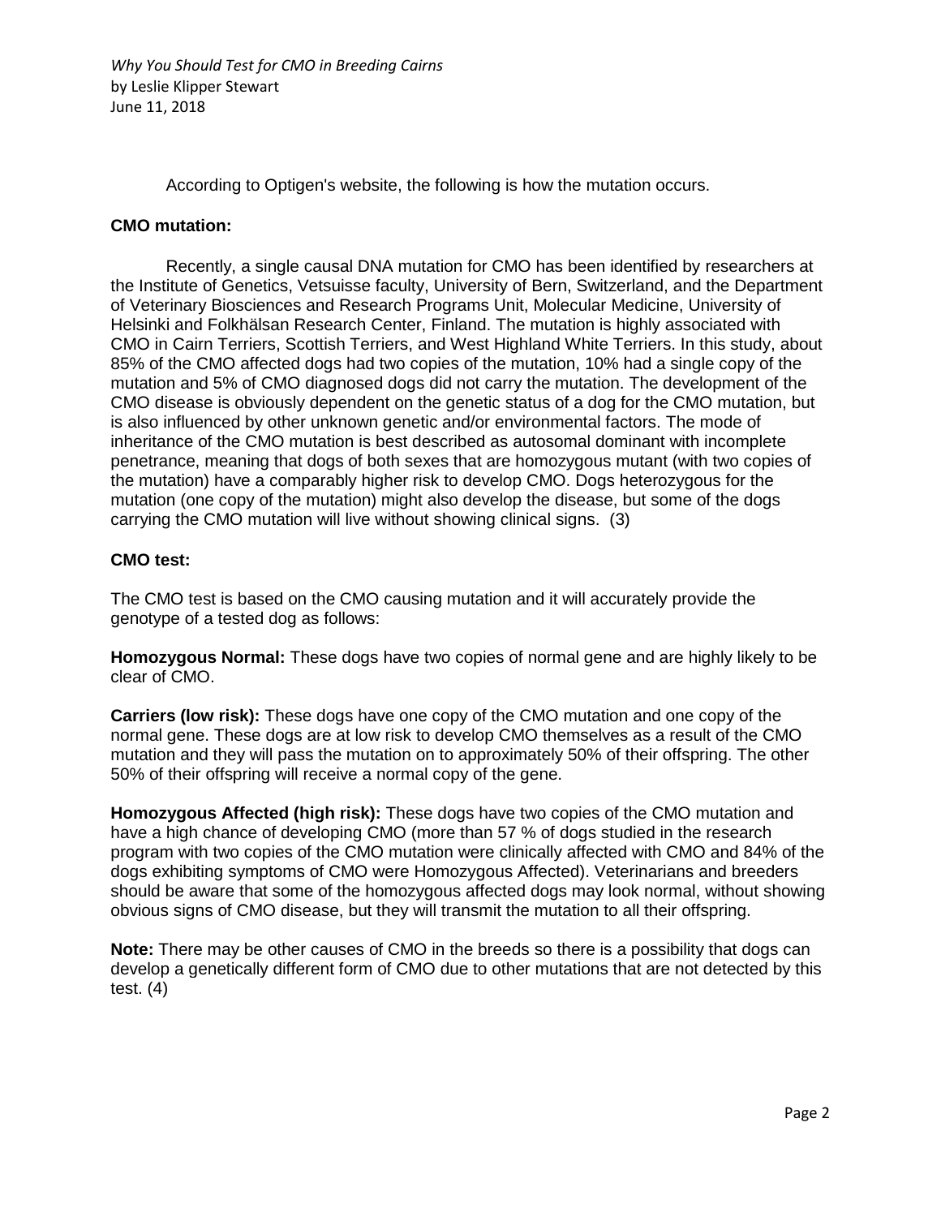According to Optigen's website, the following is how the mutation occurs.

**CMO mutation:**

Recently, a single causal DNA mutation for CMO has been identified by researchers at the Institute of Genetics, Vetsuisse faculty, University of Bern, Switzerland, and the Department of Veterinary Biosciences and Research Programs Unit, Molecular Medicine, University of Helsinki and Folkhälsan Research Center, Finland. The mutation is highly associated with CMO in Cairn Terriers, Scottish Terriers, and West Highland White Terriers. In this study, about 85% of the CMO affected dogs had two copies of the mutation, 10% had a single copy of the mutation and 5% of CMO diagnosed dogs did not carry the mutation. The development of the CMO disease is obviously dependent on the genetic status of a dog for the CMO mutation, but is also influenced by other unknown genetic and/or environmental factors. The mode of inheritance of the CMO mutation is best described as autosomal dominant with incomplete penetrance, meaning that dogs of both sexes that are homozygous mutant (with two copies of the mutation) have a comparably higher risk to develop CMO. Dogs heterozygous for the mutation (one copy of the mutation) might also develop the disease, but some of the dogs carrying the CMO mutation will live without showing clinical signs. (3)

**CMO test:**

The CMO test is based on the CMO causing mutation and it will accurately provide the genotype of a tested dog as follows:

**Homozygous Normal:** These dogs have two copies of normal gene and are highly likely to be clear of CMO.

**Carriers (low risk):** These dogs have one copy of the CMO mutation and one copy of the normal gene. These dogs are at low risk to develop CMO themselves as a result of the CMO mutation and they will pass the mutation on to approximately 50% of their offspring. The other 50% of their offspring will receive a normal copy of the gene.

**Homozygous Affected (high risk):** These dogs have two copies of the CMO mutation and have a high chance of developing CMO (more than 57 % of dogs studied in the research program with two copies of the CMO mutation were clinically affected with CMO and 84% of the dogs exhibiting symptoms of CMO were Homozygous Affected). Veterinarians and breeders should be aware that some of the homozygous affected dogs may look normal, without showing obvious signs of CMO disease, but they will transmit the mutation to all their offspring.

**Note:** There may be other causes of CMO in the breeds so there is a possibility that dogs can develop a genetically different form of CMO due to other mutations that are not detected by this test. (4)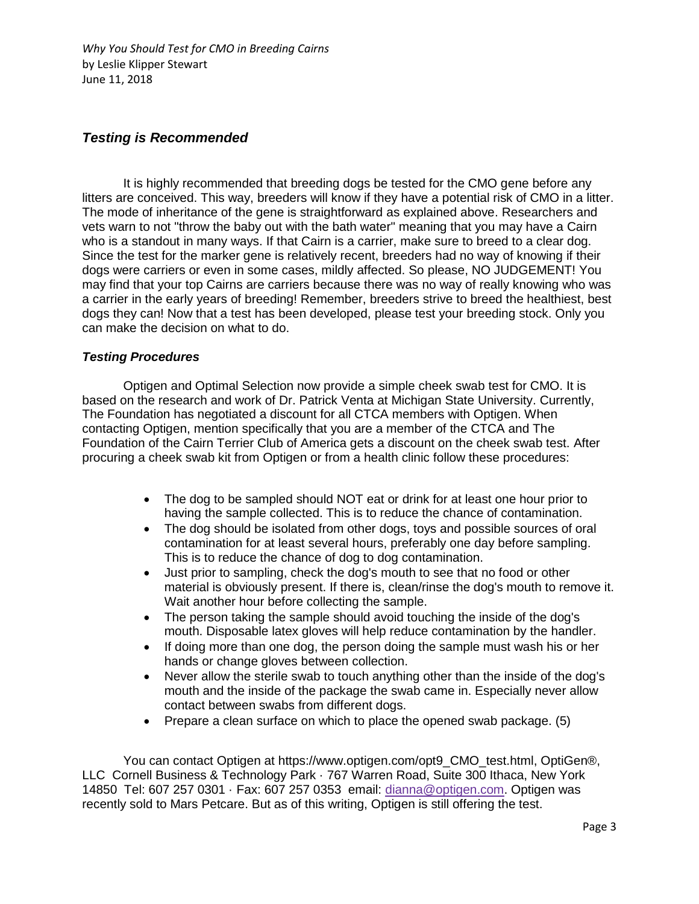*Why You Should Test for CMO in Breeding Cairns*
by Leslie Klipper Stewart
June 11, 2018

### *Testing is Recommended*

It is highly recommended that breeding dogs be tested for the CMO gene before any litters are conceived. This way, breeders will know if they have a potential risk of CMO in a litter. The mode of inheritance of the gene is straightforward as explained above. Researchers and vets warn to not "throw the baby out with the bath water" meaning that you may have a Cairn who is a standout in many ways. If that Cairn is a carrier, make sure to breed to a clear dog. Since the test for the marker gene is relatively recent, breeders had no way of knowing if their dogs were carriers or even in some cases, mildly affected. So please, NO JUDGEMENT! You may find that your top Cairns are carriers because there was no way of really knowing who was a carrier in the early years of breeding! Remember, breeders strive to breed the healthiest, best dogs they can! Now that a test has been developed, please test your breeding stock. Only you can make the decision on what to do.

#### *Testing Procedures*

Optigen and Optimal Selection now provide a simple cheek swab test for CMO. It is based on the research and work of Dr. Patrick Venta at Michigan State University. Currently, The Foundation has negotiated a discount for all CTCA members with Optigen. When contacting Optigen, mention specifically that you are a member of the CTCA and The Foundation of the Cairn Terrier Club of America gets a discount on the cheek swab test. After procuring a cheek swab kit from Optigen or from a health clinic follow these procedures:

- The dog to be sampled should NOT eat or drink for at least one hour prior to having the sample collected. This is to reduce the chance of contamination.
- The dog should be isolated from other dogs, toys and possible sources of oral contamination for at least several hours, preferably one day before sampling. This is to reduce the chance of dog to dog contamination.
- Just prior to sampling, check the dog's mouth to see that no food or other material is obviously present. If there is, clean/rinse the dog's mouth to remove it. Wait another hour before collecting the sample.
- The person taking the sample should avoid touching the inside of the dog's mouth. Disposable latex gloves will help reduce contamination by the handler.
- If doing more than one dog, the person doing the sample must wash his or her hands or change gloves between collection.
- Never allow the sterile swab to touch anything other than the inside of the dog's mouth and the inside of the package the swab came in. Especially never allow contact between swabs from different dogs.
- Prepare a clean surface on which to place the opened swab package. (5)

You can contact Optigen at https://www.optigen.com/opt9_CMO_test.html, OptiGen®, LLC Cornell Business & Technology Park · 767 Warren Road, Suite 300 Ithaca, New York 14850 Tel: 607 257 0301 · Fax: 607 257 0353 email: dianna@optigen.com. Optigen was recently sold to Mars Petcare. But as of this writing, Optigen is still offering the test.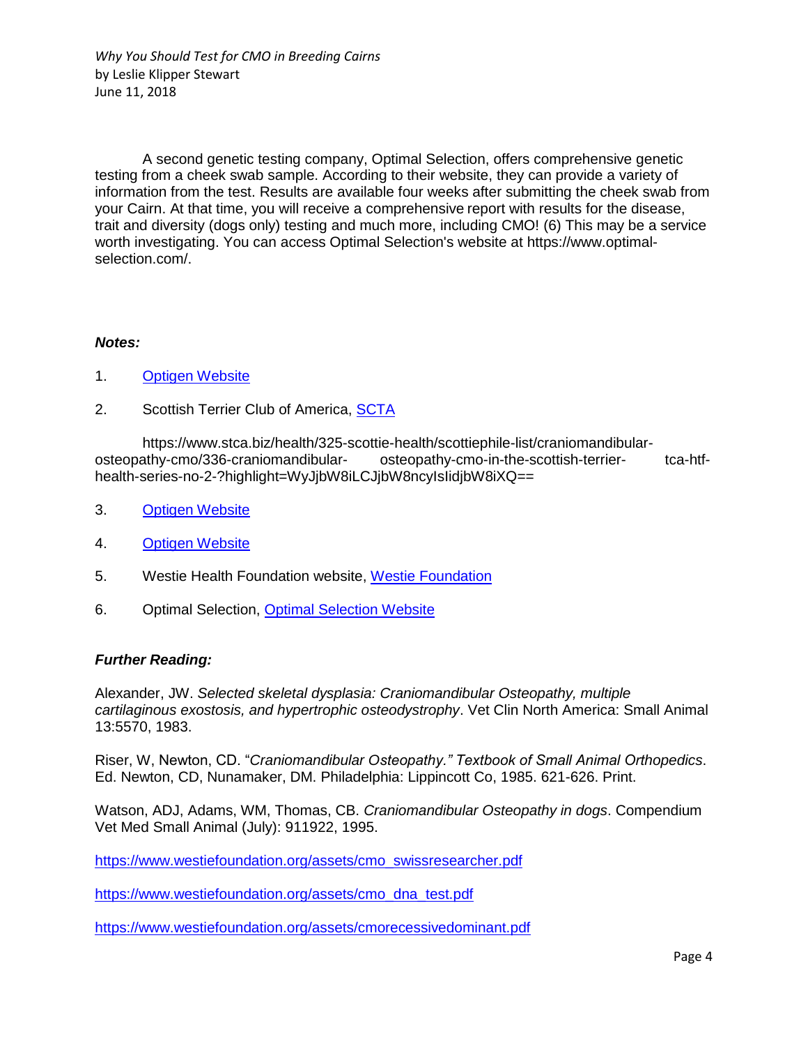A second genetic testing company, Optimal Selection, offers comprehensive genetic testing from a cheek swab sample. According to their website, they can provide a variety of information from the test. Results are available four weeks after submitting the cheek swab from your Cairn. At that time, you will receive a comprehensive report with results for the disease, trait and diversity (dogs only) testing and much more, including CMO! (6) This may be a service worth investigating. You can access Optimal Selection's website at https://www.optimal-selection.com/.

### *Notes:*

1. Optigen Website
2. Scottish Terrier Club of America, SCTA

   https://www.stca.biz/health/325-scottie-health/scottiephile-list/craniomandibular-osteopathy-cmo/336-craniomandibular- osteopathy-cmo-in-the-scottish-terrier- tca-htf-health-series-no-2-?highlight=WyJjbW8iLCJjbW8ncyIsIidjbW8iXQ==

3. Optigen Website
4. Optigen Website
5. Westie Health Foundation website, Westie Foundation
6. Optimal Selection, Optimal Selection Website

### *Further Reading:*

Alexander, JW. *Selected skeletal dysplasia: Craniomandibular Osteopathy, multiple cartilaginous exostosis, and hypertrophic osteodystrophy*. Vet Clin North America: Small Animal 13:5570, 1983.

Riser, W, Newton, CD. "*Craniomandibular Osteopathy." Textbook of Small Animal Orthopedics*. Ed. Newton, CD, Nunamaker, DM. Philadelphia: Lippincott Co, 1985. 621-626. Print.

Watson, ADJ, Adams, WM, Thomas, CB. *Craniomandibular Osteopathy in dogs*. Compendium Vet Med Small Animal (July): 911922, 1995.

https://www.westiefoundation.org/assets/cmo_swissresearcher.pdf

https://www.westiefoundation.org/assets/cmo_dna_test.pdf

https://www.westiefoundation.org/assets/cmorecessivedominant.pdf